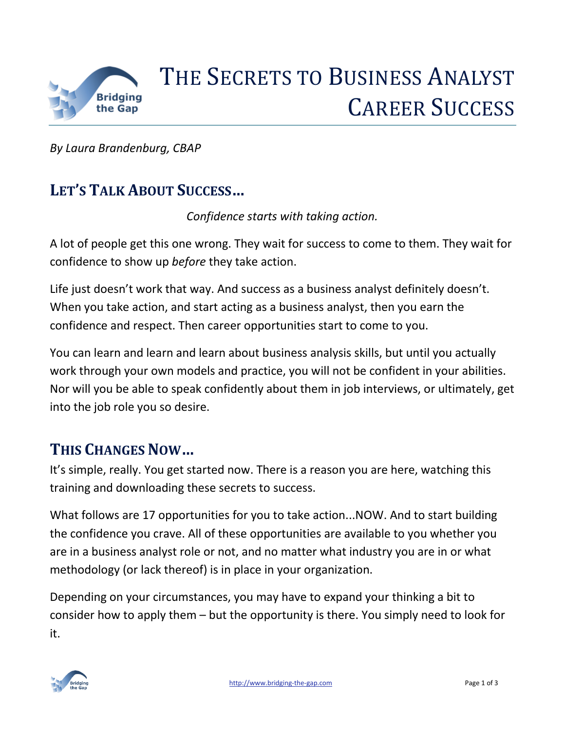# The Secrets to Business Analyst Career Success

*By Laura Brandenburg, CBAP*

## Let's Talk About Success…

*Confidence starts with taking action.*

A lot of people get this one wrong. They wait for success to come to them. They wait for confidence to show up *before* they take action.

Life just doesn't work that way. And success as a business analyst definitely doesn't. When you take action, and start acting as a business analyst, then you earn the confidence and respect. Then career opportunities start to come to you.

You can learn and learn and learn about business analysis skills, but until you actually work through your own models and practice, you will not be confident in your abilities. Nor will you be able to speak confidently about them in job interviews, or ultimately, get into the job role you so desire.

## This Changes Now…

It's simple, really. You get started now. There is a reason you are here, watching this training and downloading these secrets to success.

What follows are 17 opportunities for you to take action...NOW. And to start building the confidence you crave. All of these opportunities are available to you whether you are in a business analyst role or not, and no matter what industry you are in or what methodology (or lack thereof) is in place in your organization.

Depending on your circumstances, you may have to expand your thinking a bit to consider how to apply them – but the opportunity is there. You simply need to look for it.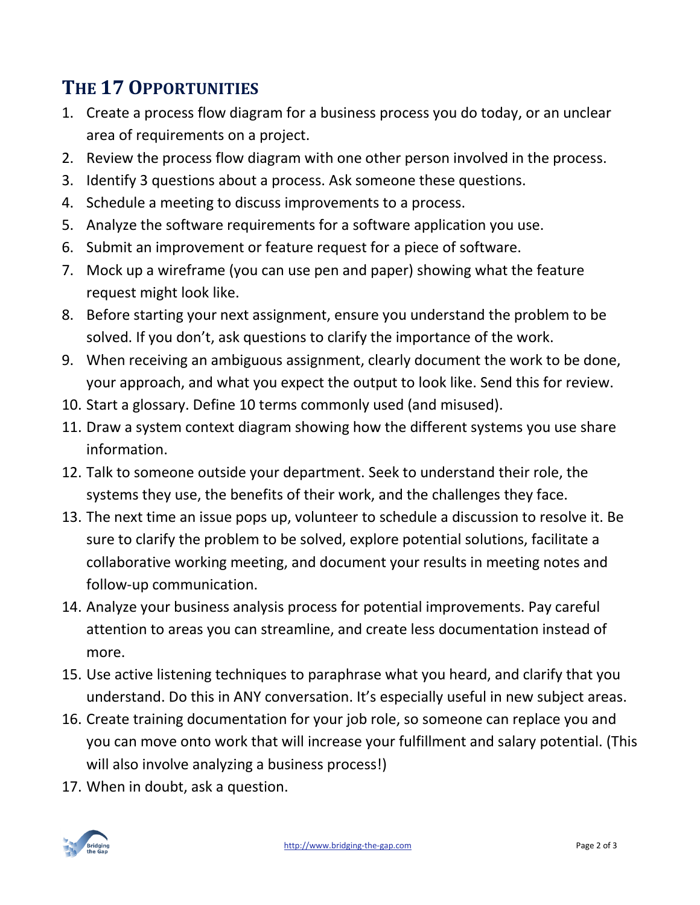## The 17 Opportunities

1. Create a process flow diagram for a business process you do today, or an unclear area of requirements on a project.
2. Review the process flow diagram with one other person involved in the process.
3. Identify 3 questions about a process. Ask someone these questions.
4. Schedule a meeting to discuss improvements to a process.
5. Analyze the software requirements for a software application you use.
6. Submit an improvement or feature request for a piece of software.
7. Mock up a wireframe (you can use pen and paper) showing what the feature request might look like.
8. Before starting your next assignment, ensure you understand the problem to be solved. If you don't, ask questions to clarify the importance of the work.
9. When receiving an ambiguous assignment, clearly document the work to be done, your approach, and what you expect the output to look like. Send this for review.
10. Start a glossary. Define 10 terms commonly used (and misused).
11. Draw a system context diagram showing how the different systems you use share information.
12. Talk to someone outside your department. Seek to understand their role, the systems they use, the benefits of their work, and the challenges they face.
13. The next time an issue pops up, volunteer to schedule a discussion to resolve it. Be sure to clarify the problem to be solved, explore potential solutions, facilitate a collaborative working meeting, and document your results in meeting notes and follow-up communication.
14. Analyze your business analysis process for potential improvements. Pay careful attention to areas you can streamline, and create less documentation instead of more.
15. Use active listening techniques to paraphrase what you heard, and clarify that you understand. Do this in ANY conversation. It's especially useful in new subject areas.
16. Create training documentation for your job role, so someone can replace you and you can move onto work that will increase your fulfillment and salary potential. (This will also involve analyzing a business process!)
17. When in doubt, ask a question.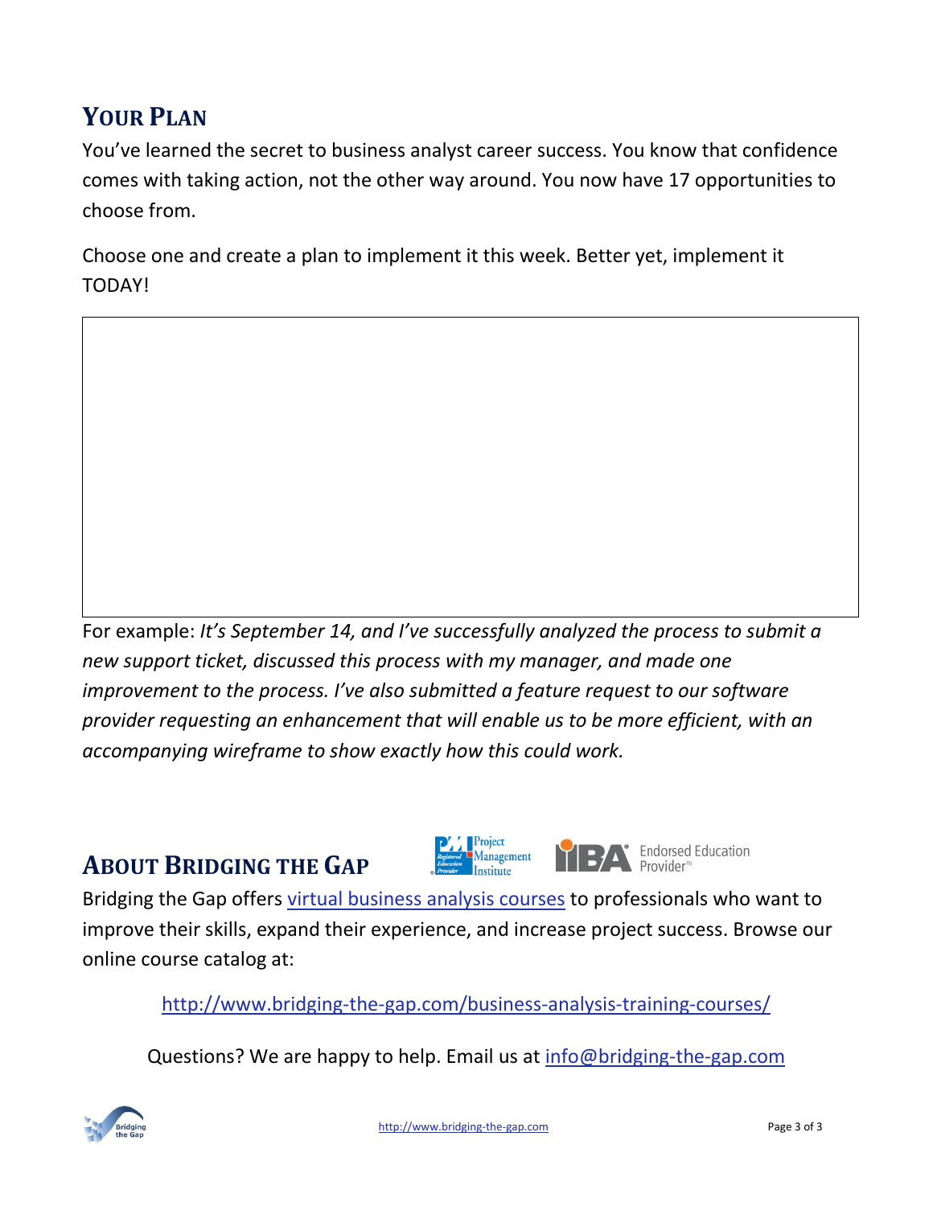## YOUR PLAN

You've learned the secret to business analyst career success. You know that confidence comes with taking action, not the other way around. You now have 17 opportunities to choose from.

Choose one and create a plan to implement it this week. Better yet, implement it TODAY!

For example: *It's September 14, and I've successfully analyzed the process to submit a new support ticket, discussed this process with my manager, and made one improvement to the process. I've also submitted a feature request to our software provider requesting an enhancement that will enable us to be more efficient, with an accompanying wireframe to show exactly how this could work.*

## ABOUT BRIDGING THE GAP

Bridging the Gap offers virtual business analysis courses to professionals who want to improve their skills, expand their experience, and increase project success. Browse our online course catalog at:

http://www.bridging-the-gap.com/business-analysis-training-courses/

Questions? We are happy to help. Email us at info@bridging-the-gap.com